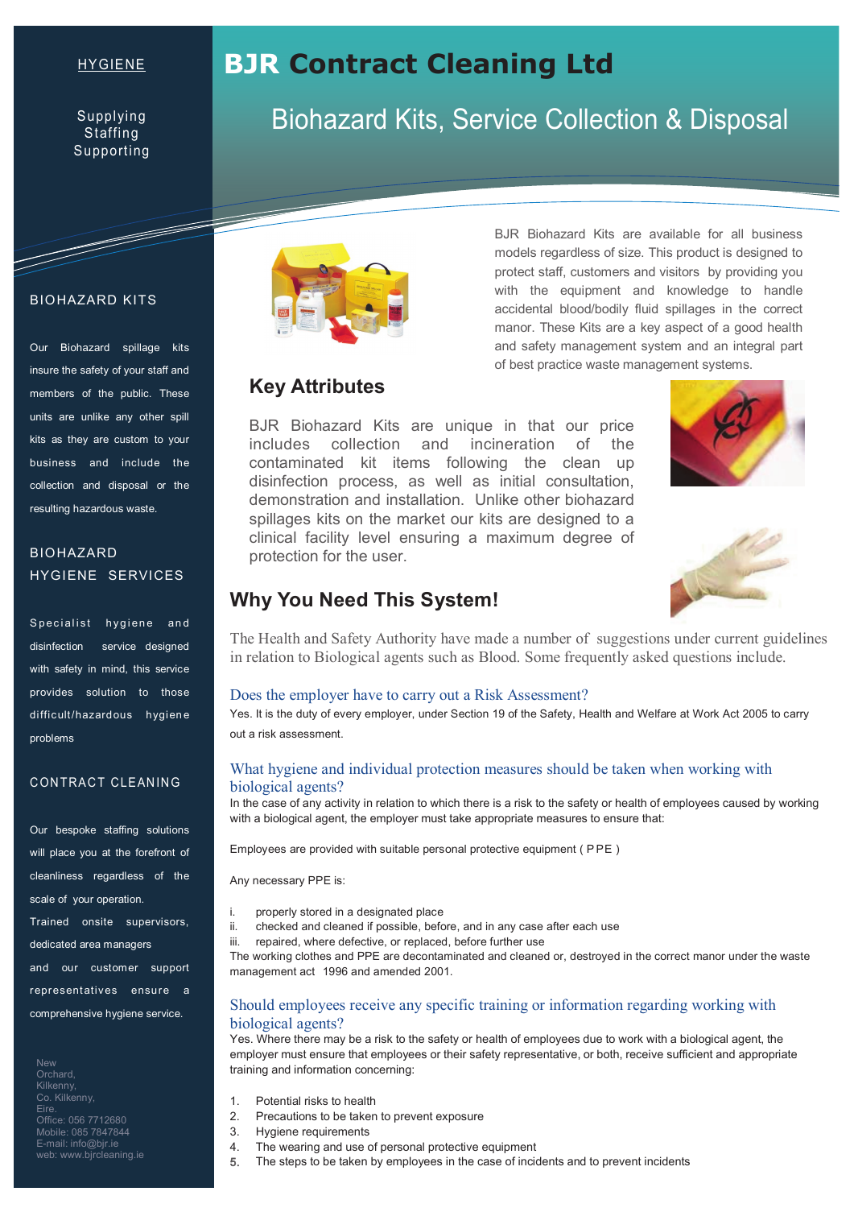# BJR Contract Cleaning Ltd

## Biohazard Kits, Service Collection & Disposal

BJR Biohazard Kits are available for all business models regardless of size. This product is designed to protect staff, customers and visitors by providing you with the equipment and knowledge to handle accidental blood/bodily fluid spillages in the correct manor. These Kits are a key aspect of a good health and safety management system and an integral part of best practice waste management systems.

### Key Attributes

BJR Biohazard Kits are unique in that our price includes collection and incineration of the contaminated kit items following the clean up disinfection process, as well as initial consultation, demonstration and installation. Unlike other biohazard spillages kits on the market our kits are designed to a clinical facility level ensuring a maximum degree of protection for the user.

### Why You Need This System!

The Health and Safety Authority have made a number of suggestions under current guidelines in relation to Biological agents such as Blood. Some frequently asked questions include.

**Does the employer have to carry out a Risk Assessment?**

Yes. It is the duty of every employer, under Section 19 of the Safety, Health and Welfare at Work Act 2005 to carry out a risk assessment.

**What hygiene and individual protection measures should be taken when working with biological agents?**

In the case of any activity in relation to which there is a risk to the safety or health of employees caused by working with a biological agent, the employer must take appropriate measures to ensure that:

Employees are provided with suitable personal protective equipment ( PPE )

Any necessary PPE is:

i. properly stored in a designated place
ii. checked and cleaned if possible, before, and in any case after each use
iii. repaired, where defective, or replaced, before further use

The working clothes and PPE are decontaminated and cleaned or, destroyed in the correct manor under the waste management act 1996 and amended 2001.

**Should employees receive any specific training or information regarding working with biological agents?**

Yes. Where there may be a risk to the safety or health of employees due to work with a biological agent, the employer must ensure that employees or their safety representative, or both, receive sufficient and appropriate training and information concerning:

1. Potential risks to health
2. Precautions to be taken to prevent exposure
3. Hygiene requirements
4. The wearing and use of personal protective equipment
5. The steps to be taken by employees in the case of incidents and to prevent incidents

---

HYGIENE

Supplying
Staffing
Supporting

### BIOHAZARD KITS

Our Biohazard spillage kits insure the safety of your staff and members of the public. These units are unlike any other spill kits as they are custom to your business and include the collection and disposal or the resulting hazardous waste.

### BIOHAZARD HYGIENE SERVICES

Specialist hygiene and disinfection service designed with safety in mind, this service provides solution to those difficult/hazardous hygiene problems

### CONTRACT CLEANING

Our bespoke staffing solutions will place you at the forefront of cleanliness regardless of the scale of your operation.

Trained onsite supervisors, dedicated area managers and our customer support representatives ensure a comprehensive hygiene service.

New
Orchard,
Kilkenny,
Co. Kilkenny,
Eire.
Office: 056 7712680
Mobile: 085 7847844
E-mail: info@bjr.ie
web: www.bjrcleaning.ie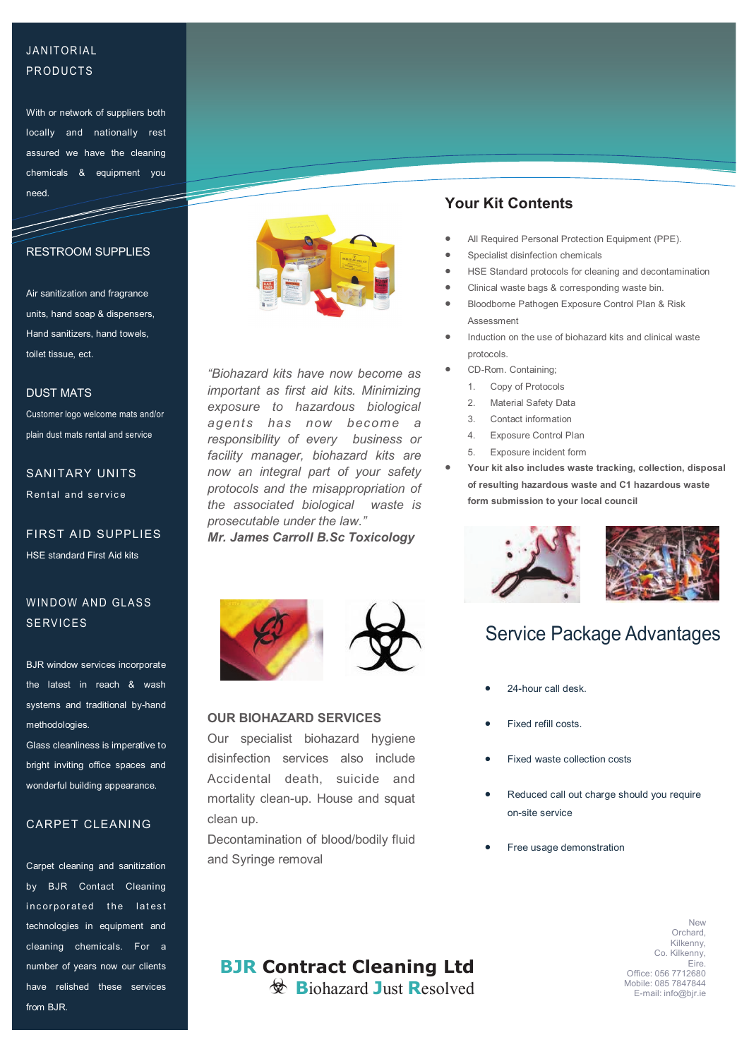## JANITORIAL PRODUCTS

With or network of suppliers both locally and nationally rest assured we have the cleaning chemicals & equipment you need.

## RESTROOM SUPPLIES

Air sanitization and fragrance units, hand soap & dispensers, Hand sanitizers, hand towels, toilet tissue, ect.

## DUST MATS

Customer logo welcome mats and/or plain dust mats rental and service

## SANITARY UNITS

Rental and service

## FIRST AID SUPPLIES

HSE standard First Aid kits

## WINDOW AND GLASS SERVICES

BJR window services incorporate the latest in reach & wash systems and traditional by-hand methodologies.

Glass cleanliness is imperative to bright inviting office spaces and wonderful building appearance.

## CARPET CLEANING

Carpet cleaning and sanitization by BJR Contact Cleaning incorporated the latest technologies in equipment and cleaning chemicals. For a number of years now our clients have relished these services from BJR.

*"Biohazard kits have now become as important as first aid kits. Minimizing exposure to hazardous biological agents has now become a responsibility of every business or facility manager, biohazard kits are now an integral part of your safety protocols and the misappropriation of the associated biological waste is prosecutable under the law."*

***Mr. James Carroll B.Sc Toxicology***

## OUR BIOHAZARD SERVICES

Our specialist biohazard hygiene disinfection services also include Accidental death, suicide and mortality clean-up. House and squat clean up.

Decontamination of blood/bodily fluid and Syringe removal

## Your Kit Contents

- All Required Personal Protection Equipment (PPE).
- Specialist disinfection chemicals
- HSE Standard protocols for cleaning and decontamination
- Clinical waste bags & corresponding waste bin.
- Bloodborne Pathogen Exposure Control Plan & Risk Assessment
- Induction on the use of biohazard kits and clinical waste protocols.
- CD-Rom. Containing;
  1. Copy of Protocols
  2. Material Safety Data
  3. Contact information
  4. Exposure Control Plan
  5. Exposure incident form
- **Your kit also includes waste tracking, collection, disposal of resulting hazardous waste and C1 hazardous waste form submission to your local council**

## Service Package Advantages

- 24-hour call desk.
- Fixed refill costs.
- Fixed waste collection costs
- Reduced call out charge should you require on-site service
- Free usage demonstration

**BJR Contract Cleaning Ltd**

**B**iohazard **J**ust **R**esolved

New Orchard,
Kilkenny,
Co. Kilkenny,
Eire.
Office: 056 7712680
Mobile: 085 7847844
E-mail: info@bjr.ie